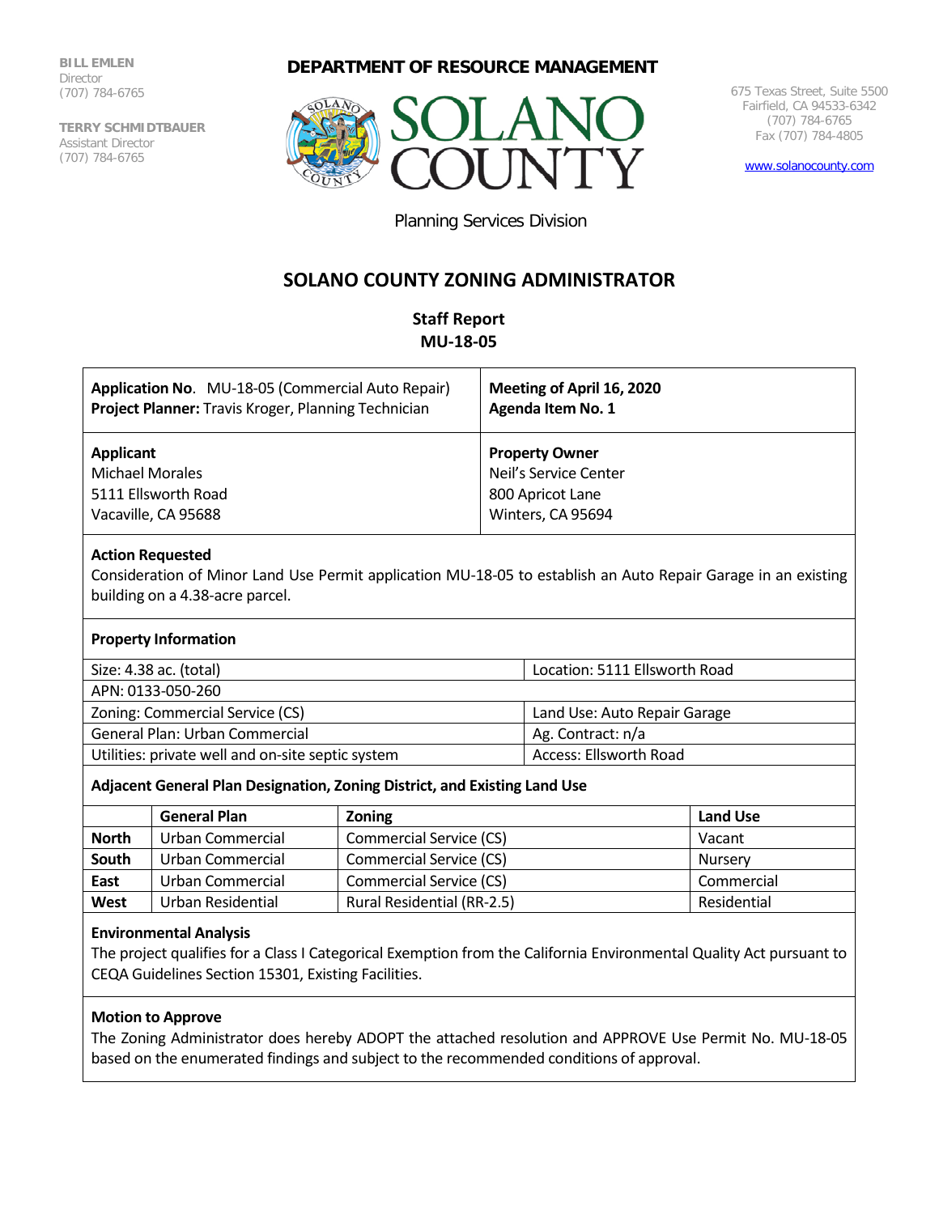**BILL EMLEN**
Director
(707) 784-6765

**TERRY SCHMIDTBAUER**
Assistant Director
(707) 784-6765

**DEPARTMENT OF RESOURCE MANAGEMENT**

SOLANO COUNTY

Planning Services Division

675 Texas Street, Suite 5500
Fairfield, CA 94533-6342
(707) 784-6765
Fax (707) 784-4805

www.solanocounty.com

## SOLANO COUNTY ZONING ADMINISTRATOR

### Staff Report
### MU-18-05

| | |
|---|---|
| **Application No**. MU-18-05 (Commercial Auto Repair)<br>**Project Planner:** Travis Kroger, Planning Technician | **Meeting of April 16, 2020**<br>**Agenda Item No. 1** |
| **Applicant**<br>Michael Morales<br>5111 Ellsworth Road<br>Vacaville, CA 95688 | **Property Owner**<br>Neil's Service Center<br>800 Apricot Lane<br>Winters, CA 95694 |

**Action Requested**

Consideration of Minor Land Use Permit application MU-18-05 to establish an Auto Repair Garage in an existing building on a 4.38-acre parcel.

**Property Information**

| | |
|---|---|
| Size: 4.38 ac. (total) | Location: 5111 Ellsworth Road |
| APN: 0133-050-260 | |
| Zoning: Commercial Service (CS) | Land Use: Auto Repair Garage |
| General Plan: Urban Commercial | Ag. Contract: n/a |
| Utilities: private well and on-site septic system | Access: Ellsworth Road |

**Adjacent General Plan Designation, Zoning District, and Existing Land Use**

| | General Plan | Zoning | Land Use |
|---|---|---|---|
| **North** | Urban Commercial | Commercial Service (CS) | Vacant |
| **South** | Urban Commercial | Commercial Service (CS) | Nursery |
| **East** | Urban Commercial | Commercial Service (CS) | Commercial |
| **West** | Urban Residential | Rural Residential (RR-2.5) | Residential |

**Environmental Analysis**

The project qualifies for a Class I Categorical Exemption from the California Environmental Quality Act pursuant to CEQA Guidelines Section 15301, Existing Facilities.

**Motion to Approve**

The Zoning Administrator does hereby ADOPT the attached resolution and APPROVE Use Permit No. MU-18-05 based on the enumerated findings and subject to the recommended conditions of approval.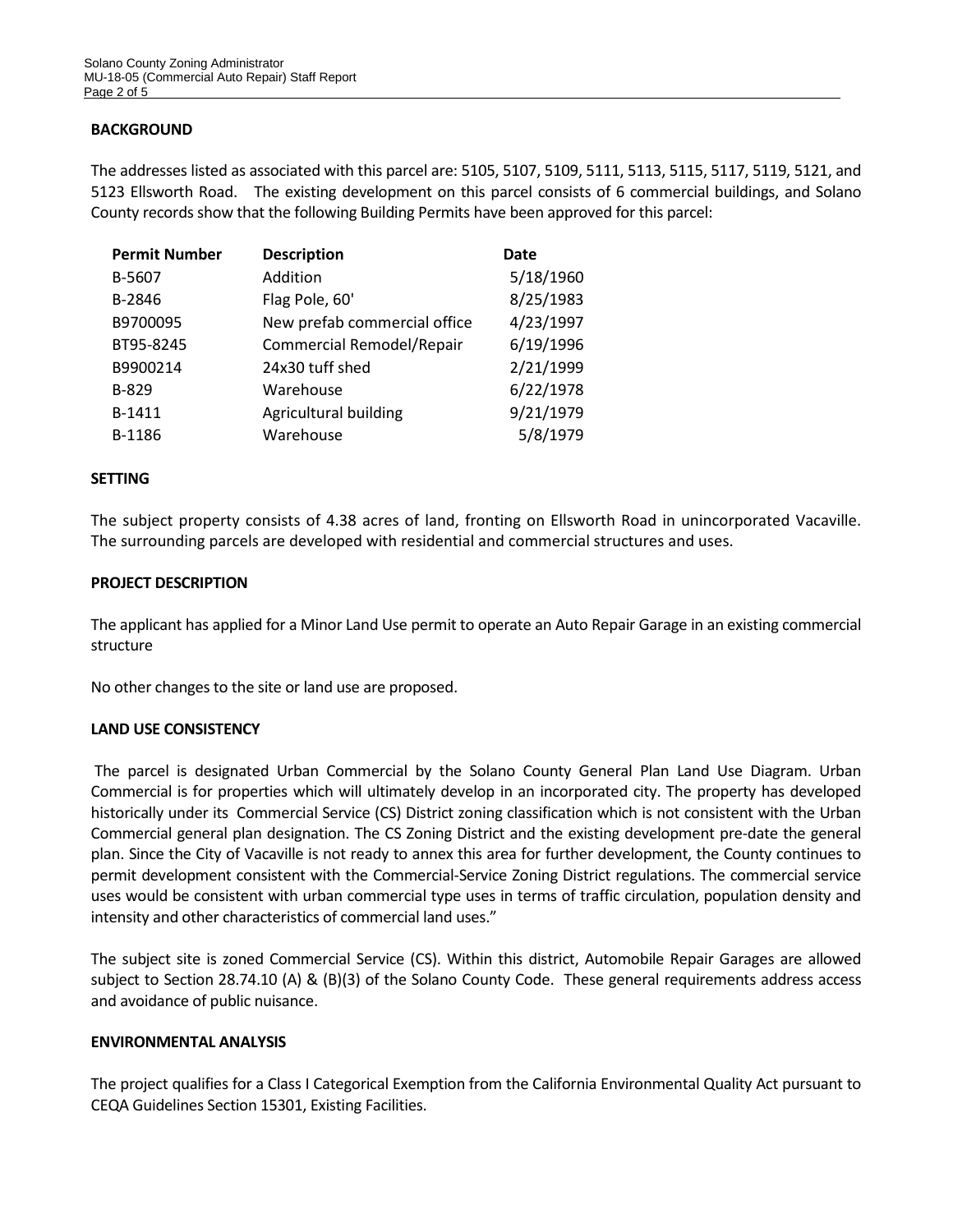## BACKGROUND

The addresses listed as associated with this parcel are: 5105, 5107, 5109, 5111, 5113, 5115, 5117, 5119, 5121, and 5123 Ellsworth Road. The existing development on this parcel consists of 6 commercial buildings, and Solano County records show that the following Building Permits have been approved for this parcel:

| Permit Number | Description | Date |
|---|---|---|
| B-5607 | Addition | 5/18/1960 |
| B-2846 | Flag Pole, 60' | 8/25/1983 |
| B9700095 | New prefab commercial office | 4/23/1997 |
| BT95-8245 | Commercial Remodel/Repair | 6/19/1996 |
| B9900214 | 24x30 tuff shed | 2/21/1999 |
| B-829 | Warehouse | 6/22/1978 |
| B-1411 | Agricultural building | 9/21/1979 |
| B-1186 | Warehouse | 5/8/1979 |

## SETTING

The subject property consists of 4.38 acres of land, fronting on Ellsworth Road in unincorporated Vacaville. The surrounding parcels are developed with residential and commercial structures and uses.

## PROJECT DESCRIPTION

The applicant has applied for a Minor Land Use permit to operate an Auto Repair Garage in an existing commercial structure

No other changes to the site or land use are proposed.

## LAND USE CONSISTENCY

The parcel is designated Urban Commercial by the Solano County General Plan Land Use Diagram. Urban Commercial is for properties which will ultimately develop in an incorporated city. The property has developed historically under its Commercial Service (CS) District zoning classification which is not consistent with the Urban Commercial general plan designation. The CS Zoning District and the existing development pre-date the general plan. Since the City of Vacaville is not ready to annex this area for further development, the County continues to permit development consistent with the Commercial-Service Zoning District regulations. The commercial service uses would be consistent with urban commercial type uses in terms of traffic circulation, population density and intensity and other characteristics of commercial land uses."

The subject site is zoned Commercial Service (CS). Within this district, Automobile Repair Garages are allowed subject to Section 28.74.10 (A) & (B)(3) of the Solano County Code. These general requirements address access and avoidance of public nuisance.

## ENVIRONMENTAL ANALYSIS

The project qualifies for a Class I Categorical Exemption from the California Environmental Quality Act pursuant to CEQA Guidelines Section 15301, Existing Facilities.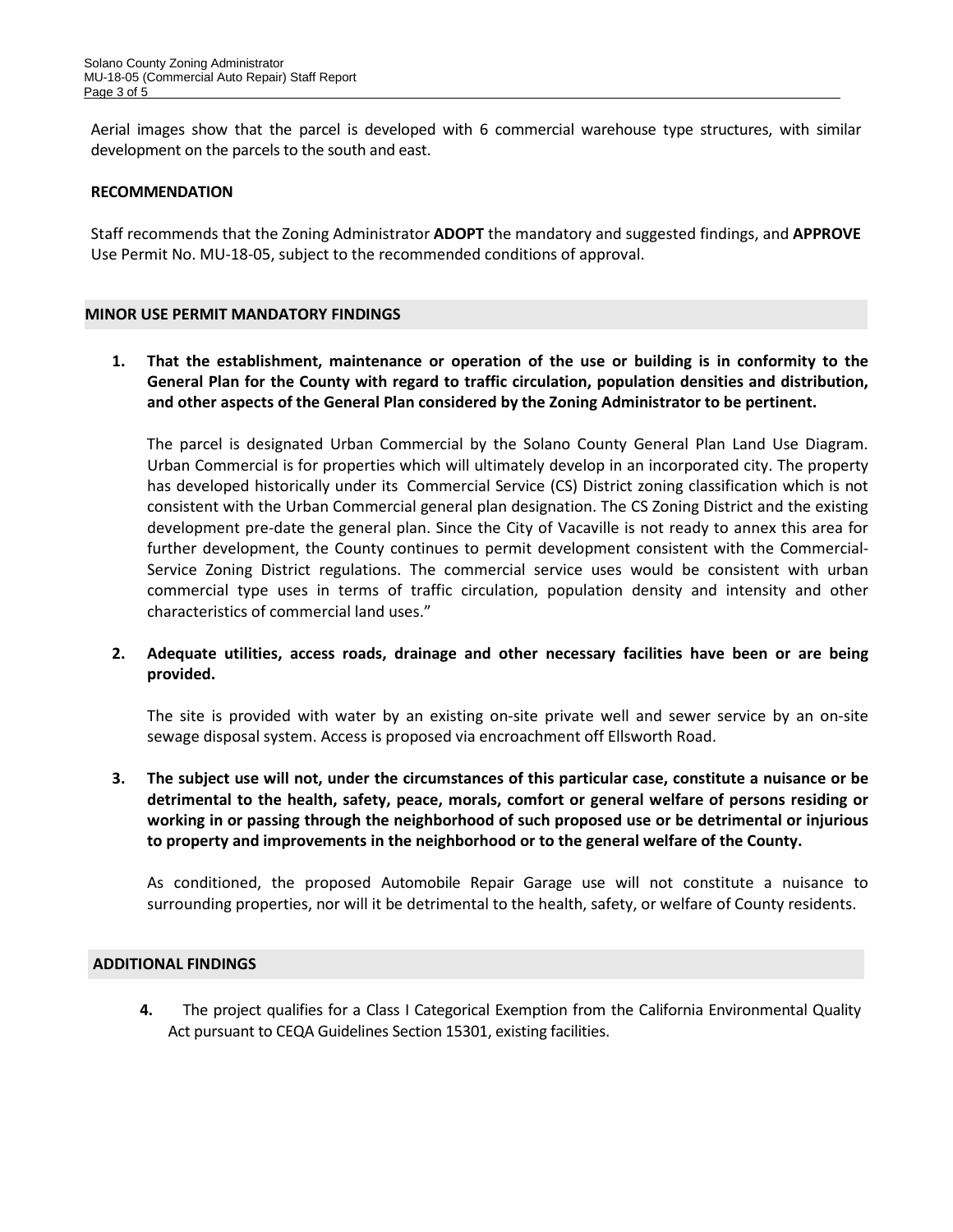Aerial images show that the parcel is developed with 6 commercial warehouse type structures, with similar development on the parcels to the south and east.

**RECOMMENDATION**

Staff recommends that the Zoning Administrator **ADOPT** the mandatory and suggested findings, and **APPROVE** Use Permit No. MU-18-05, subject to the recommended conditions of approval.

## MINOR USE PERMIT MANDATORY FINDINGS

**1. That the establishment, maintenance or operation of the use or building is in conformity to the General Plan for the County with regard to traffic circulation, population densities and distribution, and other aspects of the General Plan considered by the Zoning Administrator to be pertinent.**

The parcel is designated Urban Commercial by the Solano County General Plan Land Use Diagram. Urban Commercial is for properties which will ultimately develop in an incorporated city. The property has developed historically under its Commercial Service (CS) District zoning classification which is not consistent with the Urban Commercial general plan designation. The CS Zoning District and the existing development pre-date the general plan. Since the City of Vacaville is not ready to annex this area for further development, the County continues to permit development consistent with the Commercial-Service Zoning District regulations. The commercial service uses would be consistent with urban commercial type uses in terms of traffic circulation, population density and intensity and other characteristics of commercial land uses."

**2. Adequate utilities, access roads, drainage and other necessary facilities have been or are being provided.**

The site is provided with water by an existing on-site private well and sewer service by an on-site sewage disposal system. Access is proposed via encroachment off Ellsworth Road.

**3. The subject use will not, under the circumstances of this particular case, constitute a nuisance or be detrimental to the health, safety, peace, morals, comfort or general welfare of persons residing or working in or passing through the neighborhood of such proposed use or be detrimental or injurious to property and improvements in the neighborhood or to the general welfare of the County.**

As conditioned, the proposed Automobile Repair Garage use will not constitute a nuisance to surrounding properties, nor will it be detrimental to the health, safety, or welfare of County residents.

## ADDITIONAL FINDINGS

**4.** The project qualifies for a Class I Categorical Exemption from the California Environmental Quality Act pursuant to CEQA Guidelines Section 15301, existing facilities.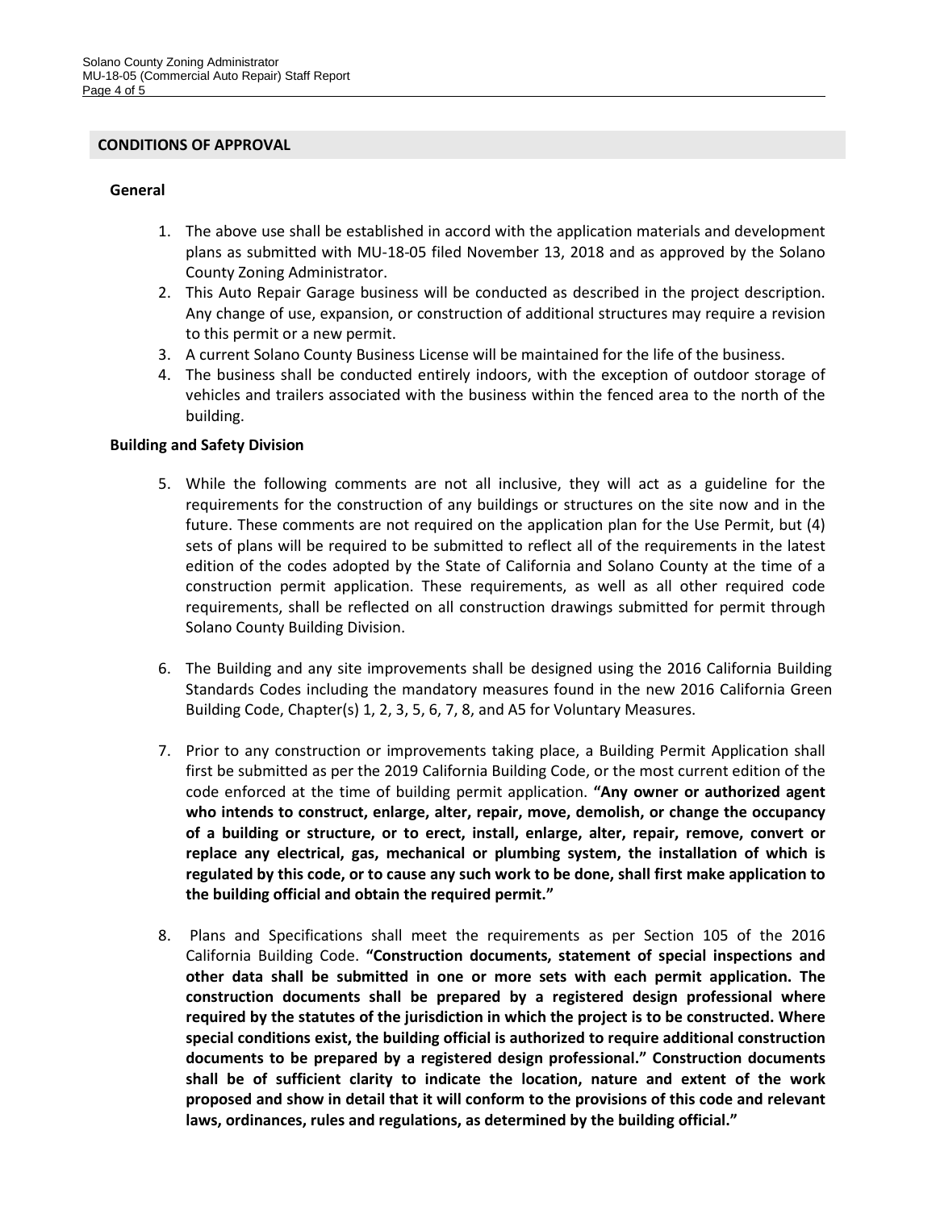## CONDITIONS OF APPROVAL

### General

1. The above use shall be established in accord with the application materials and development plans as submitted with MU-18-05 filed November 13, 2018 and as approved by the Solano County Zoning Administrator.
2. This Auto Repair Garage business will be conducted as described in the project description. Any change of use, expansion, or construction of additional structures may require a revision to this permit or a new permit.
3. A current Solano County Business License will be maintained for the life of the business.
4. The business shall be conducted entirely indoors, with the exception of outdoor storage of vehicles and trailers associated with the business within the fenced area to the north of the building.

### Building and Safety Division

5. While the following comments are not all inclusive, they will act as a guideline for the requirements for the construction of any buildings or structures on the site now and in the future. These comments are not required on the application plan for the Use Permit, but (4) sets of plans will be required to be submitted to reflect all of the requirements in the latest edition of the codes adopted by the State of California and Solano County at the time of a construction permit application. These requirements, as well as all other required code requirements, shall be reflected on all construction drawings submitted for permit through Solano County Building Division.

6. The Building and any site improvements shall be designed using the 2016 California Building Standards Codes including the mandatory measures found in the new 2016 California Green Building Code, Chapter(s) 1, 2, 3, 5, 6, 7, 8, and A5 for Voluntary Measures.

7. Prior to any construction or improvements taking place, a Building Permit Application shall first be submitted as per the 2019 California Building Code, or the most current edition of the code enforced at the time of building permit application. **"Any owner or authorized agent who intends to construct, enlarge, alter, repair, move, demolish, or change the occupancy of a building or structure, or to erect, install, enlarge, alter, repair, remove, convert or replace any electrical, gas, mechanical or plumbing system, the installation of which is regulated by this code, or to cause any such work to be done, shall first make application to the building official and obtain the required permit."**

8. Plans and Specifications shall meet the requirements as per Section 105 of the 2016 California Building Code. **"Construction documents, statement of special inspections and other data shall be submitted in one or more sets with each permit application. The construction documents shall be prepared by a registered design professional where required by the statutes of the jurisdiction in which the project is to be constructed. Where special conditions exist, the building official is authorized to require additional construction documents to be prepared by a registered design professional." Construction documents shall be of sufficient clarity to indicate the location, nature and extent of the work proposed and show in detail that it will conform to the provisions of this code and relevant laws, ordinances, rules and regulations, as determined by the building official."**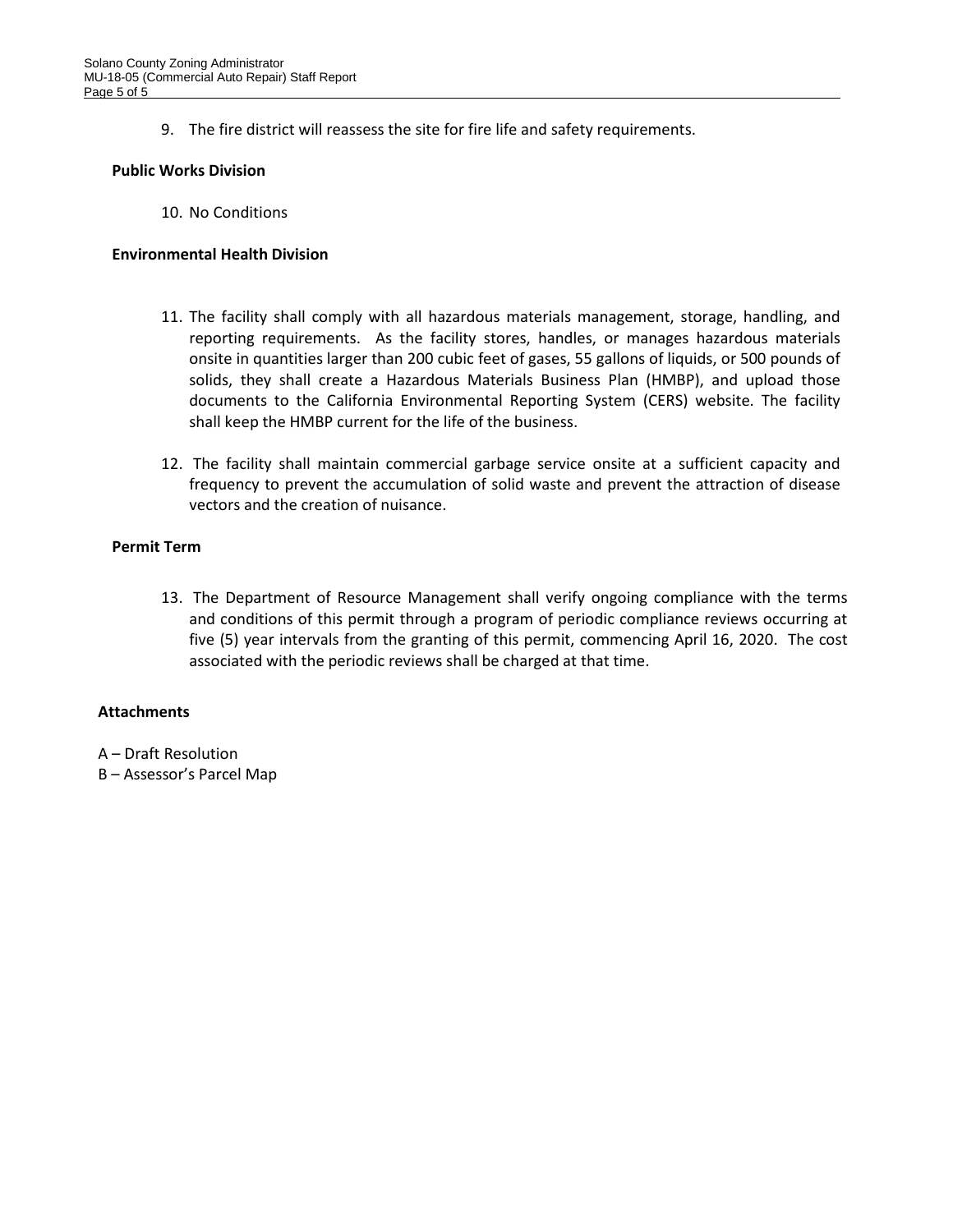9. The fire district will reassess the site for fire life and safety requirements.

**Public Works Division**

10. No Conditions

**Environmental Health Division**

11. The facility shall comply with all hazardous materials management, storage, handling, and reporting requirements. As the facility stores, handles, or manages hazardous materials onsite in quantities larger than 200 cubic feet of gases, 55 gallons of liquids, or 500 pounds of solids, they shall create a Hazardous Materials Business Plan (HMBP), and upload those documents to the California Environmental Reporting System (CERS) website. The facility shall keep the HMBP current for the life of the business.

12. The facility shall maintain commercial garbage service onsite at a sufficient capacity and frequency to prevent the accumulation of solid waste and prevent the attraction of disease vectors and the creation of nuisance.

**Permit Term**

13. The Department of Resource Management shall verify ongoing compliance with the terms and conditions of this permit through a program of periodic compliance reviews occurring at five (5) year intervals from the granting of this permit, commencing April 16, 2020. The cost associated with the periodic reviews shall be charged at that time.

**Attachments**

A – Draft Resolution
B – Assessor's Parcel Map